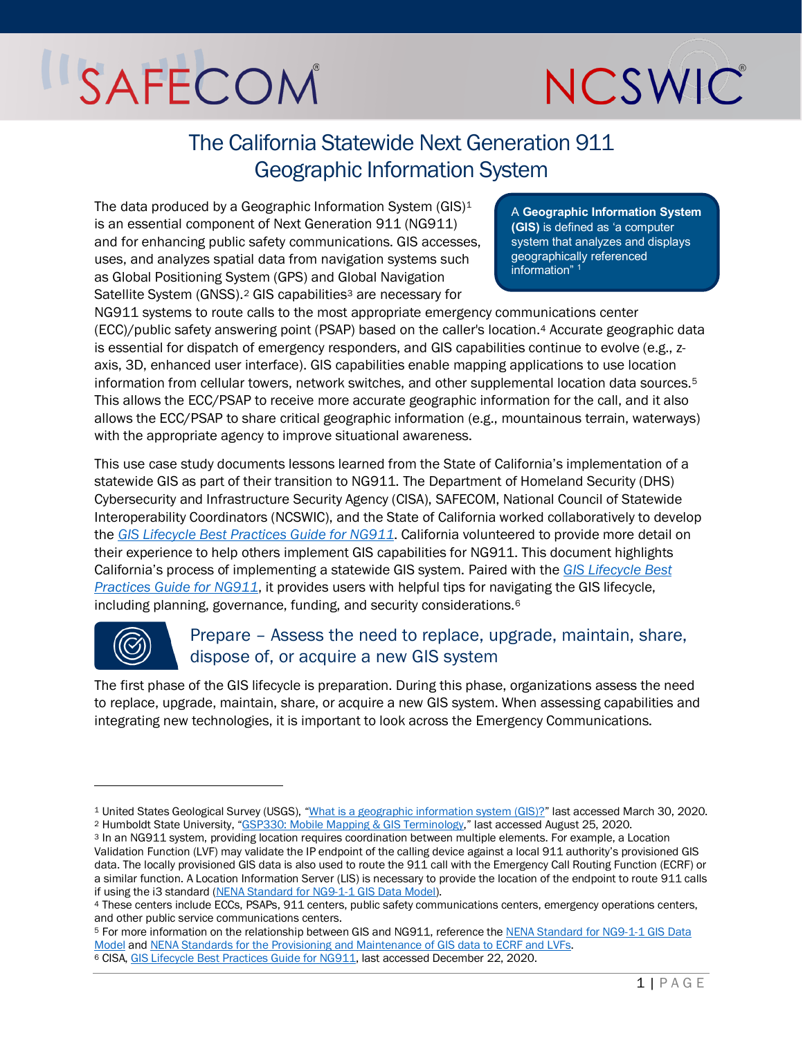# The California Statewide Next Generation 911 Geographic Information System

> A **Geographic Information System (GIS)** is defined as 'a computer system that analyzes and displays geographically referenced information" [1]

The data produced by a Geographic Information System (GIS)[1] is an essential component of Next Generation 911 (NG911) and for enhancing public safety communications. GIS accesses, uses, and analyzes spatial data from navigation systems such as Global Positioning System (GPS) and Global Navigation Satellite System (GNSS).[2] GIS capabilities[3] are necessary for NG911 systems to route calls to the most appropriate emergency communications center (ECC)/public safety answering point (PSAP) based on the caller's location.[4] Accurate geographic data is essential for dispatch of emergency responders, and GIS capabilities continue to evolve (e.g., z-axis, 3D, enhanced user interface). GIS capabilities enable mapping applications to use location information from cellular towers, network switches, and other supplemental location data sources.[5] This allows the ECC/PSAP to receive more accurate geographic information for the call, and it also allows the ECC/PSAP to share critical geographic information (e.g., mountainous terrain, waterways) with the appropriate agency to improve situational awareness.

This use case study documents lessons learned from the State of California's implementation of a statewide GIS as part of their transition to NG911. The Department of Homeland Security (DHS) Cybersecurity and Infrastructure Security Agency (CISA), SAFECOM, National Council of Statewide Interoperability Coordinators (NCSWIC), and the State of California worked collaboratively to develop the *GIS Lifecycle Best Practices Guide for NG911*. California volunteered to provide more detail on their experience to help others implement GIS capabilities for NG911. This document highlights California's process of implementing a statewide GIS system. Paired with the *GIS Lifecycle Best Practices Guide for NG911*, it provides users with helpful tips for navigating the GIS lifecycle, including planning, governance, funding, and security considerations.[6]

## Prepare – Assess the need to replace, upgrade, maintain, share, dispose of, or acquire a new GIS system

The first phase of the GIS lifecycle is preparation. During this phase, organizations assess the need to replace, upgrade, maintain, share, or acquire a new GIS system. When assessing capabilities and integrating new technologies, it is important to look across the Emergency Communications.

---

[1] United States Geological Survey (USGS), "What is a geographic information system (GIS)?" last accessed March 30, 2020.
[2] Humboldt State University, "GSP330: Mobile Mapping & GIS Terminology," last accessed August 25, 2020.
[3] In an NG911 system, providing location requires coordination between multiple elements. For example, a Location Validation Function (LVF) may validate the IP endpoint of the calling device against a local 911 authority's provisioned GIS data. The locally provisioned GIS data is also used to route the 911 call with the Emergency Call Routing Function (ECRF) or a similar function. A Location Information Server (LIS) is necessary to provide the location of the endpoint to route 911 calls if using the i3 standard (NENA Standard for NG9-1-1 GIS Data Model).
[4] These centers include ECCs, PSAPs, 911 centers, public safety communications centers, emergency operations centers, and other public service communications centers.
[5] For more information on the relationship between GIS and NG911, reference the NENA Standard for NG9-1-1 GIS Data Model and NENA Standards for the Provisioning and Maintenance of GIS data to ECRF and LVFs.
[6] CISA, GIS Lifecycle Best Practices Guide for NG911, last accessed December 22, 2020.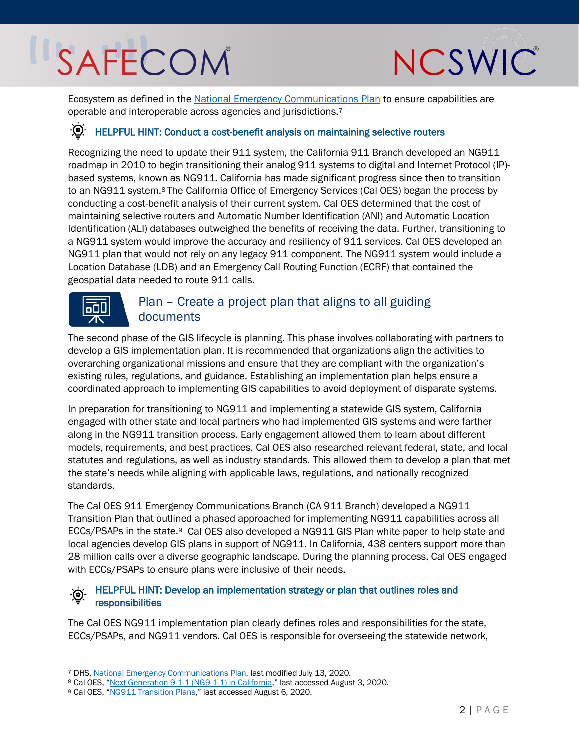Ecosystem as defined in the National Emergency Communications Plan to ensure capabilities are operable and interoperable across agencies and jurisdictions.[7]

### HELPFUL HINT: Conduct a cost-benefit analysis on maintaining selective routers

Recognizing the need to update their 911 system, the California 911 Branch developed an NG911 roadmap in 2010 to begin transitioning their analog 911 systems to digital and Internet Protocol (IP)-based systems, known as NG911. California has made significant progress since then to transition to an NG911 system.[8] The California Office of Emergency Services (Cal OES) began the process by conducting a cost-benefit analysis of their current system. Cal OES determined that the cost of maintaining selective routers and Automatic Number Identification (ANI) and Automatic Location Identification (ALI) databases outweighed the benefits of receiving the data. Further, transitioning to a NG911 system would improve the accuracy and resiliency of 911 services. Cal OES developed an NG911 plan that would not rely on any legacy 911 component. The NG911 system would include a Location Database (LDB) and an Emergency Call Routing Function (ECRF) that contained the geospatial data needed to route 911 calls.

## Plan – Create a project plan that aligns to all guiding documents

The second phase of the GIS lifecycle is planning. This phase involves collaborating with partners to develop a GIS implementation plan. It is recommended that organizations align the activities to overarching organizational missions and ensure that they are compliant with the organization's existing rules, regulations, and guidance. Establishing an implementation plan helps ensure a coordinated approach to implementing GIS capabilities to avoid deployment of disparate systems.

In preparation for transitioning to NG911 and implementing a statewide GIS system, California engaged with other state and local partners who had implemented GIS systems and were farther along in the NG911 transition process. Early engagement allowed them to learn about different models, requirements, and best practices. Cal OES also researched relevant federal, state, and local statutes and regulations, as well as industry standards. This allowed them to develop a plan that met the state's needs while aligning with applicable laws, regulations, and nationally recognized standards.

The Cal OES 911 Emergency Communications Branch (CA 911 Branch) developed a NG911 Transition Plan that outlined a phased approached for implementing NG911 capabilities across all ECCs/PSAPs in the state.[9] Cal OES also developed a NG911 GIS Plan white paper to help state and local agencies develop GIS plans in support of NG911. In California, 438 centers support more than 28 million calls over a diverse geographic landscape. During the planning process, Cal OES engaged with ECCs/PSAPs to ensure plans were inclusive of their needs.

### HELPFUL HINT: Develop an implementation strategy or plan that outlines roles and responsibilities

The Cal OES NG911 implementation plan clearly defines roles and responsibilities for the state, ECCs/PSAPs, and NG911 vendors. Cal OES is responsible for overseeing the statewide network,

---

[7] DHS, National Emergency Communications Plan, last modified July 13, 2020.

[8] Cal OES, "Next Generation 9-1-1 (NG9-1-1) in California," last accessed August 3, 2020.

[9] Cal OES, "NG911 Transition Plans," last accessed August 6, 2020.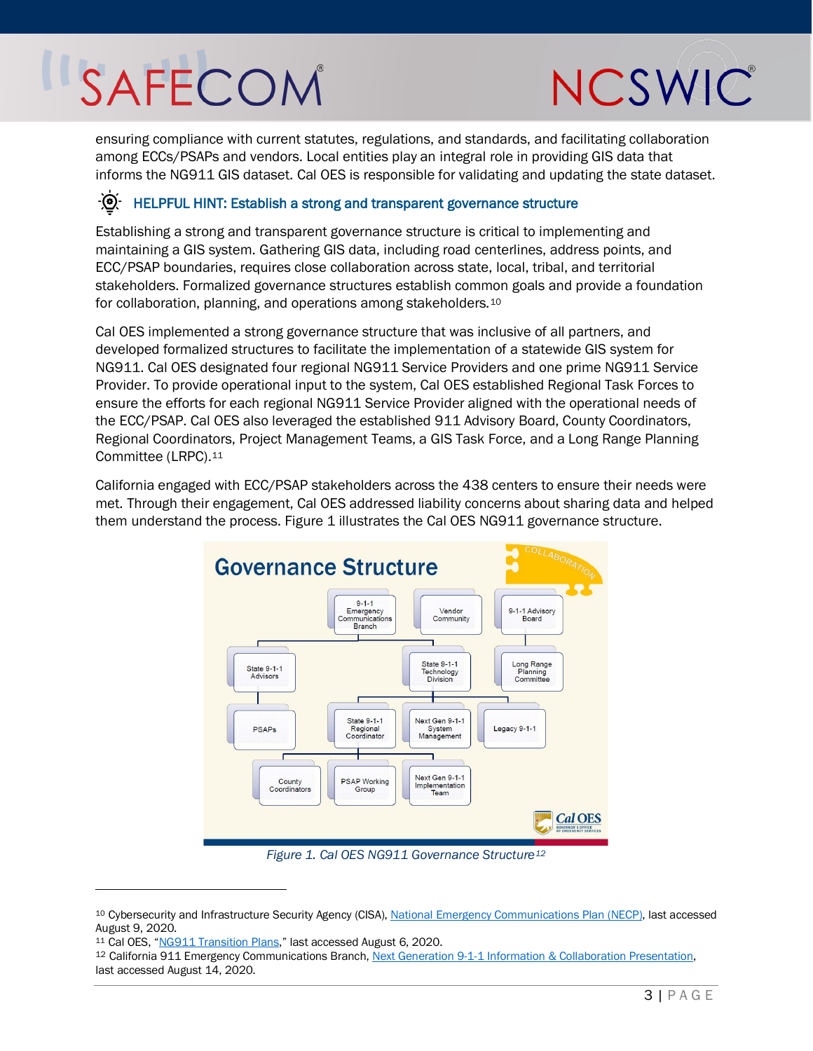ensuring compliance with current statutes, regulations, and standards, and facilitating collaboration among ECCs/PSAPs and vendors. Local entities play an integral role in providing GIS data that informs the NG911 GIS dataset. Cal OES is responsible for validating and updating the state dataset.

### HELPFUL HINT: Establish a strong and transparent governance structure

Establishing a strong and transparent governance structure is critical to implementing and maintaining a GIS system. Gathering GIS data, including road centerlines, address points, and ECC/PSAP boundaries, requires close collaboration across state, local, tribal, and territorial stakeholders. Formalized governance structures establish common goals and provide a foundation for collaboration, planning, and operations among stakeholders.[10]

Cal OES implemented a strong governance structure that was inclusive of all partners, and developed formalized structures to facilitate the implementation of a statewide GIS system for NG911. Cal OES designated four regional NG911 Service Providers and one prime NG911 Service Provider. To provide operational input to the system, Cal OES established Regional Task Forces to ensure the efforts for each regional NG911 Service Provider aligned with the operational needs of the ECC/PSAP. Cal OES also leveraged the established 911 Advisory Board, County Coordinators, Regional Coordinators, Project Management Teams, a GIS Task Force, and a Long Range Planning Committee (LRPC).[11]

California engaged with ECC/PSAP stakeholders across the 438 centers to ensure their needs were met. Through their engagement, Cal OES addressed liability concerns about sharing data and helped them understand the process. Figure 1 illustrates the Cal OES NG911 governance structure.

*Figure 1. Cal OES NG911 Governance Structure*[12]

---

[10] Cybersecurity and Infrastructure Security Agency (CISA), [National Emergency Communications Plan (NECP)](), last accessed August 9, 2020.

[11] Cal OES, "[NG911 Transition Plans]()," last accessed August 6, 2020.

[12] California 911 Emergency Communications Branch, [Next Generation 9-1-1 Information & Collaboration Presentation](), last accessed August 14, 2020.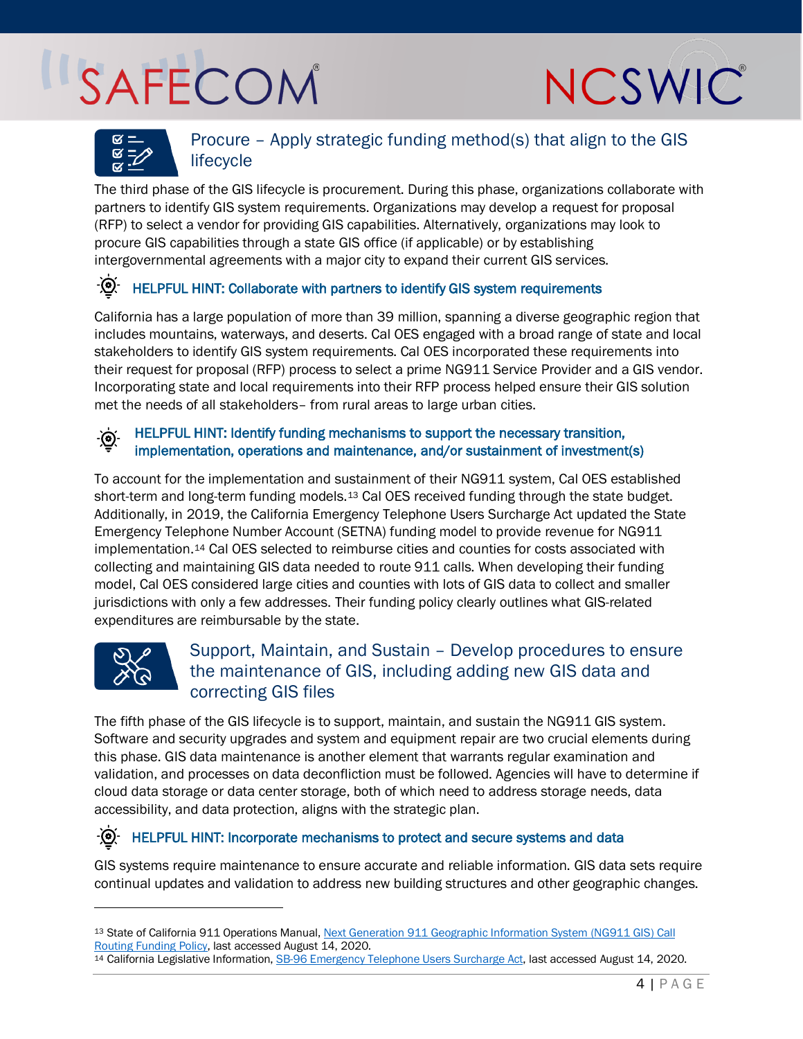## Procure – Apply strategic funding method(s) that align to the GIS lifecycle

The third phase of the GIS lifecycle is procurement. During this phase, organizations collaborate with partners to identify GIS system requirements. Organizations may develop a request for proposal (RFP) to select a vendor for providing GIS capabilities. Alternatively, organizations may look to procure GIS capabilities through a state GIS office (if applicable) or by establishing intergovernmental agreements with a major city to expand their current GIS services.

### HELPFUL HINT: Collaborate with partners to identify GIS system requirements

California has a large population of more than 39 million, spanning a diverse geographic region that includes mountains, waterways, and deserts. Cal OES engaged with a broad range of state and local stakeholders to identify GIS system requirements. Cal OES incorporated these requirements into their request for proposal (RFP) process to select a prime NG911 Service Provider and a GIS vendor. Incorporating state and local requirements into their RFP process helped ensure their GIS solution met the needs of all stakeholders– from rural areas to large urban cities.

### HELPFUL HINT: Identify funding mechanisms to support the necessary transition, implementation, operations and maintenance, and/or sustainment of investment(s)

To account for the implementation and sustainment of their NG911 system, Cal OES established short-term and long-term funding models.[13] Cal OES received funding through the state budget. Additionally, in 2019, the California Emergency Telephone Users Surcharge Act updated the State Emergency Telephone Number Account (SETNA) funding model to provide revenue for NG911 implementation.[14] Cal OES selected to reimburse cities and counties for costs associated with collecting and maintaining GIS data needed to route 911 calls. When developing their funding model, Cal OES considered large cities and counties with lots of GIS data to collect and smaller jurisdictions with only a few addresses. Their funding policy clearly outlines what GIS-related expenditures are reimbursable by the state.

## Support, Maintain, and Sustain – Develop procedures to ensure the maintenance of GIS, including adding new GIS data and correcting GIS files

The fifth phase of the GIS lifecycle is to support, maintain, and sustain the NG911 GIS system. Software and security upgrades and system and equipment repair are two crucial elements during this phase. GIS data maintenance is another element that warrants regular examination and validation, and processes on data deconfliction must be followed. Agencies will have to determine if cloud data storage or data center storage, both of which need to address storage needs, data accessibility, and data protection, aligns with the strategic plan.

### HELPFUL HINT: Incorporate mechanisms to protect and secure systems and data

GIS systems require maintenance to ensure accurate and reliable information. GIS data sets require continual updates and validation to address new building structures and other geographic changes.

---

[13] State of California 911 Operations Manual, Next Generation 911 Geographic Information System (NG911 GIS) Call Routing Funding Policy, last accessed August 14, 2020.

[14] California Legislative Information, SB-96 Emergency Telephone Users Surcharge Act, last accessed August 14, 2020.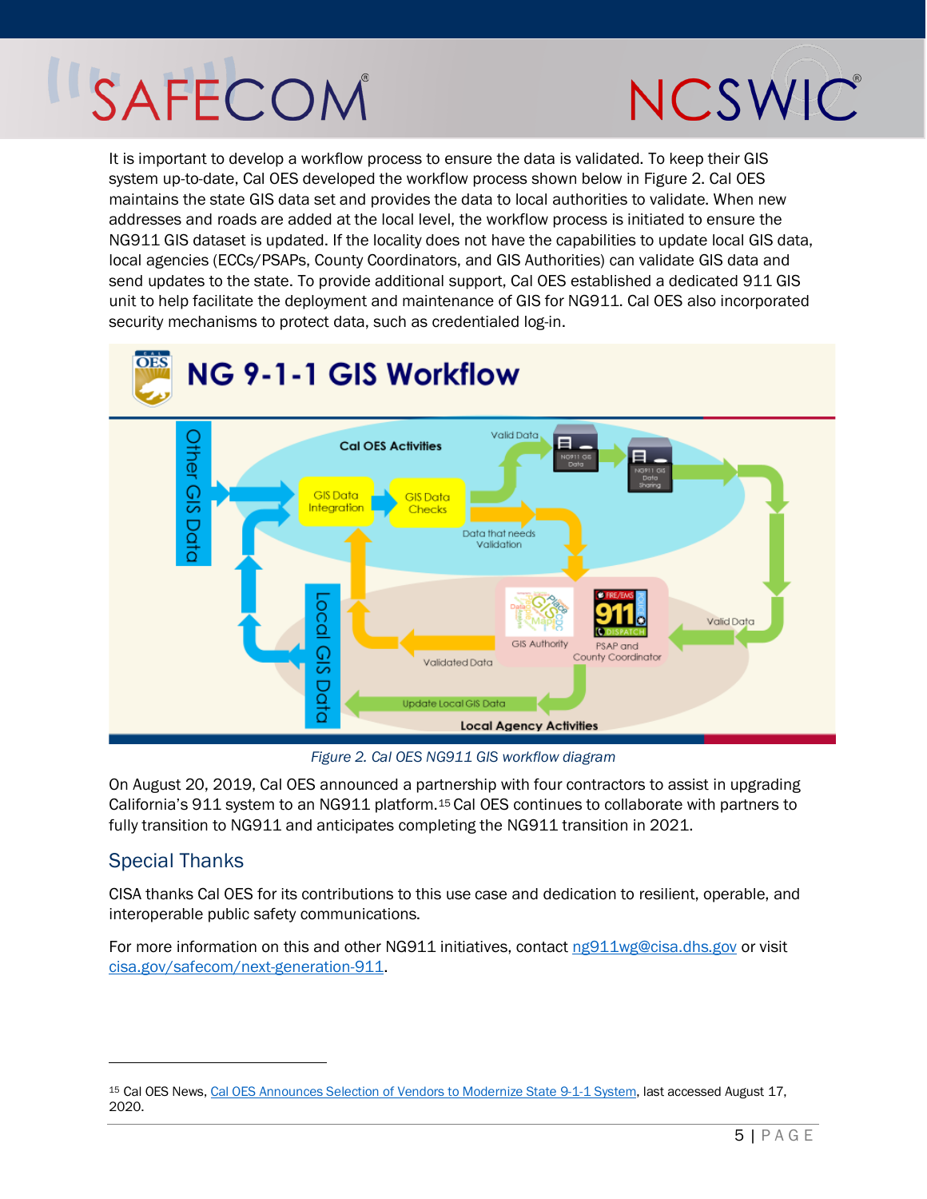It is important to develop a workflow process to ensure the data is validated. To keep their GIS system up-to-date, Cal OES developed the workflow process shown below in Figure 2. Cal OES maintains the state GIS data set and provides the data to local authorities to validate. When new addresses and roads are added at the local level, the workflow process is initiated to ensure the NG911 GIS dataset is updated. If the locality does not have the capabilities to update local GIS data, local agencies (ECCs/PSAPs, County Coordinators, and GIS Authorities) can validate GIS data and send updates to the state. To provide additional support, Cal OES established a dedicated 911 GIS unit to help facilitate the deployment and maintenance of GIS for NG911. Cal OES also incorporated security mechanisms to protect data, such as credentialed log-in.

NG 9-1-1 GIS Workflow

Cal OES Activities

Other GIS Data

GIS Data Integration

GIS Data Checks

Valid Data

NG911 GIS Data

NG911 GIS Data Sharing

Data that needs Validation

Local GIS Data

GIS Authority

PSAP and County Coordinator

Valid Data

Validated Data

Update Local GIS Data

Local Agency Activities

*Figure 2. Cal OES NG911 GIS workflow diagram*

On August 20, 2019, Cal OES announced a partnership with four contractors to assist in upgrading California's 911 system to an NG911 platform.[15] Cal OES continues to collaborate with partners to fully transition to NG911 and anticipates completing the NG911 transition in 2021.

## Special Thanks

CISA thanks Cal OES for its contributions to this use case and dedication to resilient, operable, and interoperable public safety communications.

For more information on this and other NG911 initiatives, contact ng911wg@cisa.dhs.gov or visit cisa.gov/safecom/next-generation-911.

[15] Cal OES News, Cal OES Announces Selection of Vendors to Modernize State 9-1-1 System, last accessed August 17, 2020.